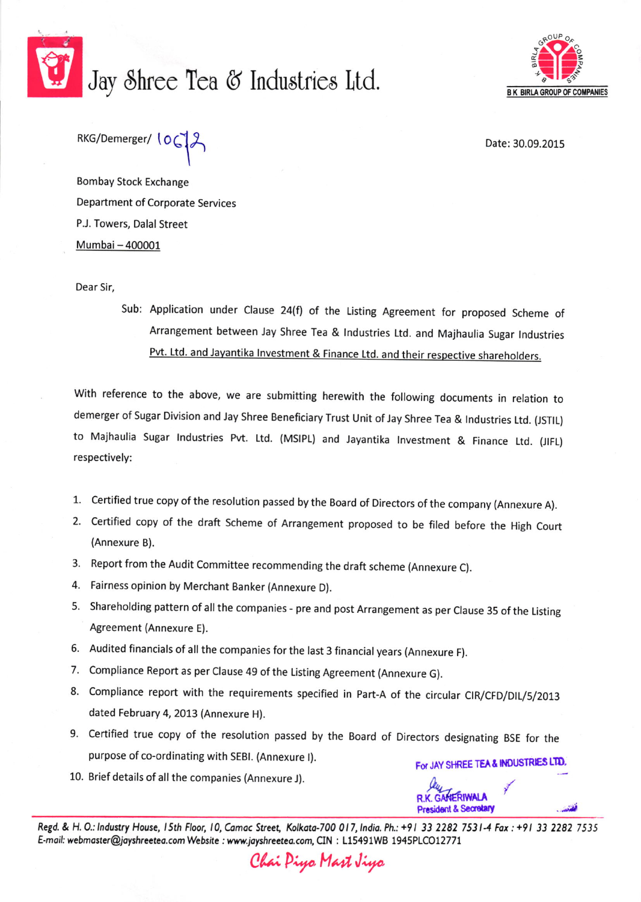# Jay Shree Tea & Industries Ltd.

B K BIRLA GROUP OF COMPANIES

RKG/Demerger/ 1062

Date: 30.09.2015

Bombay Stock Exchange
Department of Corporate Services
P.J. Towers, Dalal Street
Mumbai – 400001

Dear Sir,

Sub: Application under Clause 24(f) of the Listing Agreement for proposed Scheme of Arrangement between Jay Shree Tea & Industries Ltd. and Majhaulia Sugar Industries Pvt. Ltd. and Jayantika Investment & Finance Ltd. and their respective shareholders.

With reference to the above, we are submitting herewith the following documents in relation to demerger of Sugar Division and Jay Shree Beneficiary Trust Unit of Jay Shree Tea & Industries Ltd. (JSTIL) to Majhaulia Sugar Industries Pvt. Ltd. (MSIPL) and Jayantika Investment & Finance Ltd. (JIFL) respectively:

1. Certified true copy of the resolution passed by the Board of Directors of the company (Annexure A).
2. Certified copy of the draft Scheme of Arrangement proposed to be filed before the High Court (Annexure B).
3. Report from the Audit Committee recommending the draft scheme (Annexure C).
4. Fairness opinion by Merchant Banker (Annexure D).
5. Shareholding pattern of all the companies - pre and post Arrangement as per Clause 35 of the Listing Agreement (Annexure E).
6. Audited financials of all the companies for the last 3 financial years (Annexure F).
7. Compliance Report as per Clause 49 of the Listing Agreement (Annexure G).
8. Compliance report with the requirements specified in Part-A of the circular CIR/CFD/DIL/5/2013 dated February 4, 2013 (Annexure H).
9. Certified true copy of the resolution passed by the Board of Directors designating BSE for the purpose of co-ordinating with SEBI. (Annexure I).
10. Brief details of all the companies (Annexure J).

For JAY SHREE TEA & INDUSTRIES LTD.

R.K. GANERIWALA
President & Secretary

Regd. & H. O.: Industry House, 15th Floor, 10, Camac Street, Kolkata-700 017, India. Ph.: +91 33 2282 7531-4 Fax : +91 33 2282 7535
E-mail: webmaster@jayshreetea.com Website : www.jayshreetea.com, CIN : L15491WB 1945PLC012771

Chai Piyo Mast Jiyo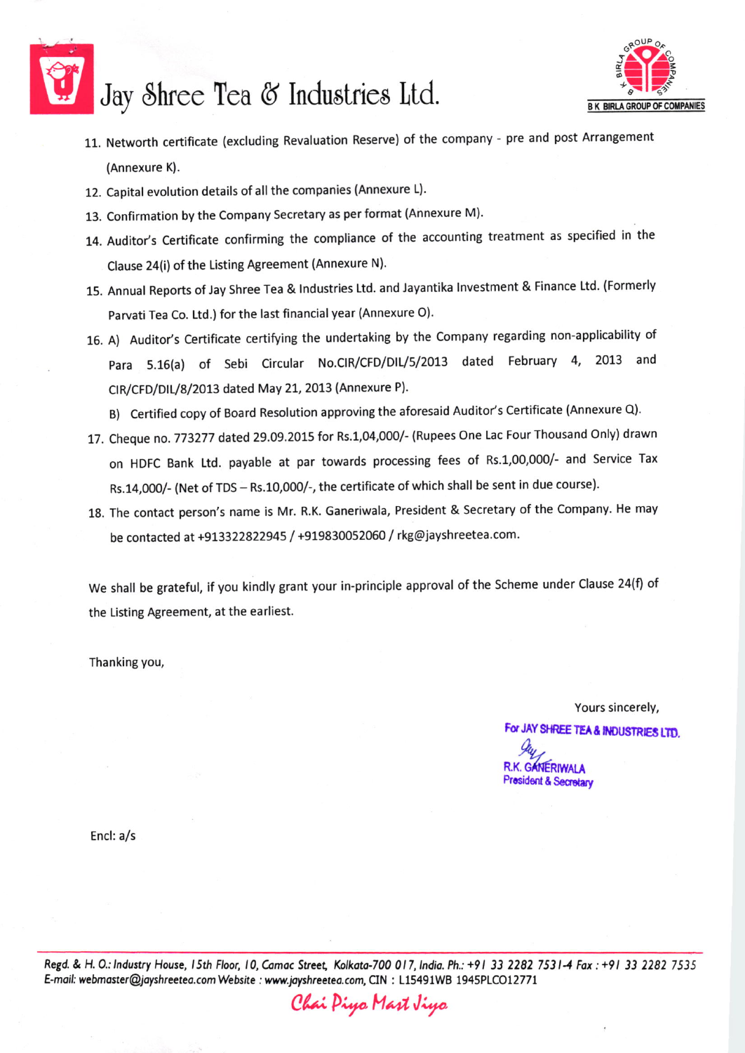# Jay Shree Tea & Industries Ltd.

B K BIRLA GROUP OF COMPANIES

11. Networth certificate (excluding Revaluation Reserve) of the company - pre and post Arrangement (Annexure K).
12. Capital evolution details of all the companies (Annexure L).
13. Confirmation by the Company Secretary as per format (Annexure M).
14. Auditor's Certificate confirming the compliance of the accounting treatment as specified in the Clause 24(i) of the Listing Agreement (Annexure N).
15. Annual Reports of Jay Shree Tea & Industries Ltd. and Jayantika Investment & Finance Ltd. (Formerly Parvati Tea Co. Ltd.) for the last financial year (Annexure O).
16. A) Auditor's Certificate certifying the undertaking by the Company regarding non-applicability of Para 5.16(a) of Sebi Circular No.CIR/CFD/DIL/5/2013 dated February 4, 2013 and CIR/CFD/DIL/8/2013 dated May 21, 2013 (Annexure P).

    B) Certified copy of Board Resolution approving the aforesaid Auditor's Certificate (Annexure Q).
17. Cheque no. 773277 dated 29.09.2015 for Rs.1,04,000/- (Rupees One Lac Four Thousand Only) drawn on HDFC Bank Ltd. payable at par towards processing fees of Rs.1,00,000/- and Service Tax Rs.14,000/- (Net of TDS – Rs.10,000/-, the certificate of which shall be sent in due course).
18. The contact person's name is Mr. R.K. Ganeriwala, President & Secretary of the Company. He may be contacted at +913322822945 / +919830052060 / rkg@jayshreetea.com.

We shall be grateful, if you kindly grant your in-principle approval of the Scheme under Clause 24(f) of the Listing Agreement, at the earliest.

Thanking you,

Yours sincerely,

For JAY SHREE TEA & INDUSTRIES LTD.

R.K. GANERIWALA
President & Secretary

Encl: a/s

Regd. & H. O.: Industry House, 15th Floor, 10, Camac Street, Kolkata-700 017, India. Ph.: +91 33 2282 7531-4 Fax : +91 33 2282 7535
E-mail: webmaster@jayshreetea.com Website : www.jayshreetea.com, CIN : L15491WB 1945PLC012771

Chai Piyo Mast Jiyo